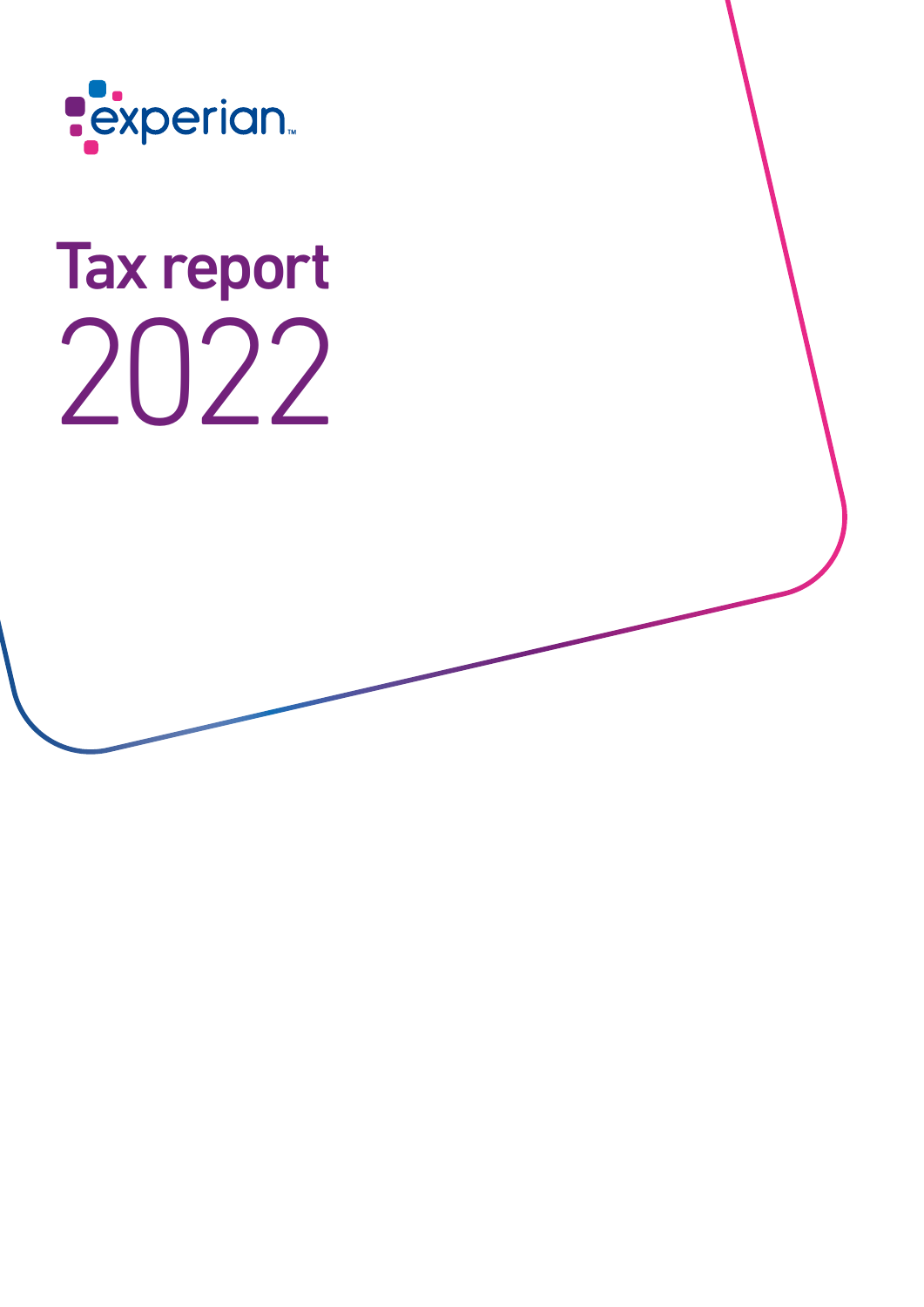experian

# Tax report 2022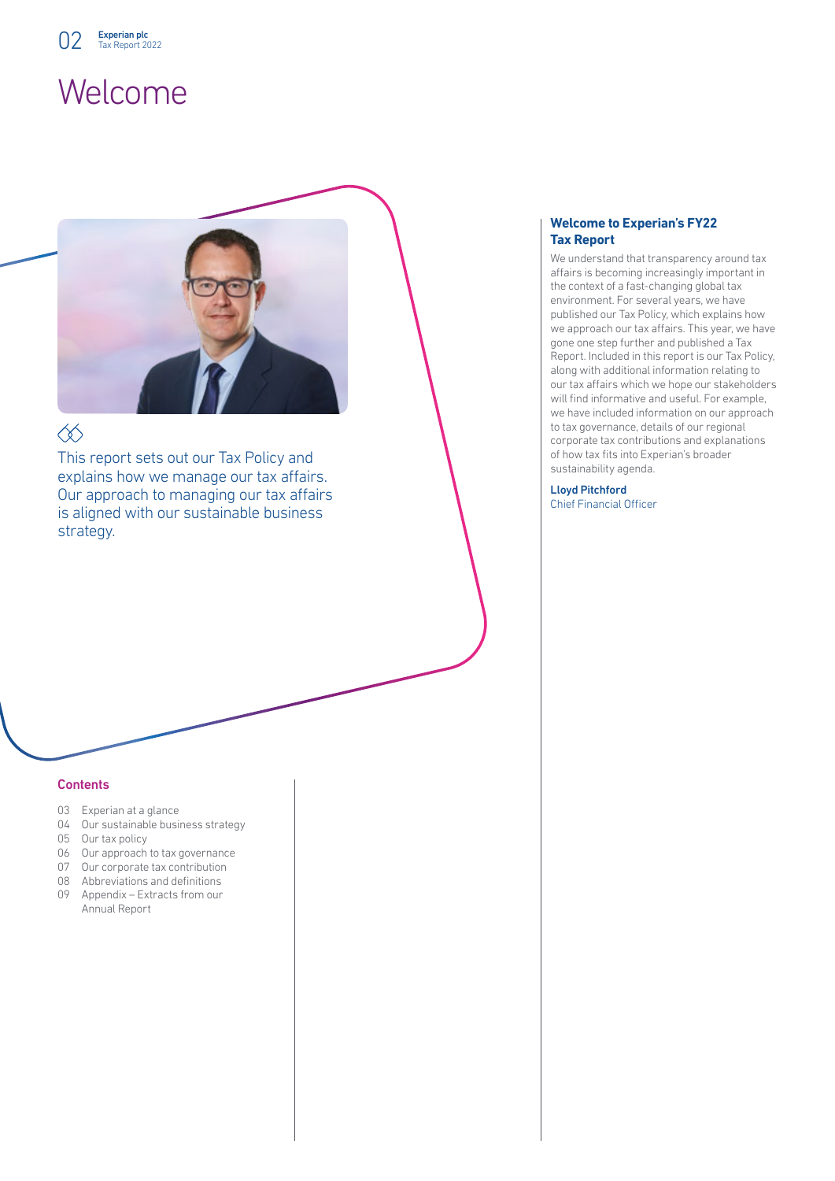# Welcome

This report sets out our Tax Policy and explains how we manage our tax affairs. Our approach to managing our tax affairs is aligned with our sustainable business strategy.

**Welcome to Experian's FY22 Tax Report**

We understand that transparency around tax affairs is becoming increasingly important in the context of a fast-changing global tax environment. For several years, we have published our Tax Policy, which explains how we approach our tax affairs. This year, we have gone one step further and published a Tax Report. Included in this report is our Tax Policy, along with additional information relating to our tax affairs which we hope our stakeholders will find informative and useful. For example, we have included information on our approach to tax governance, details of our regional corporate tax contributions and explanations of how tax fits into Experian's broader sustainability agenda.

**Lloyd Pitchford**
Chief Financial Officer

## Contents

- 03 Experian at a glance
- 04 Our sustainable business strategy
- 05 Our tax policy
- 06 Our approach to tax governance
- 07 Our corporate tax contribution
- 08 Abbreviations and definitions
- 09 Appendix – Extracts from our Annual Report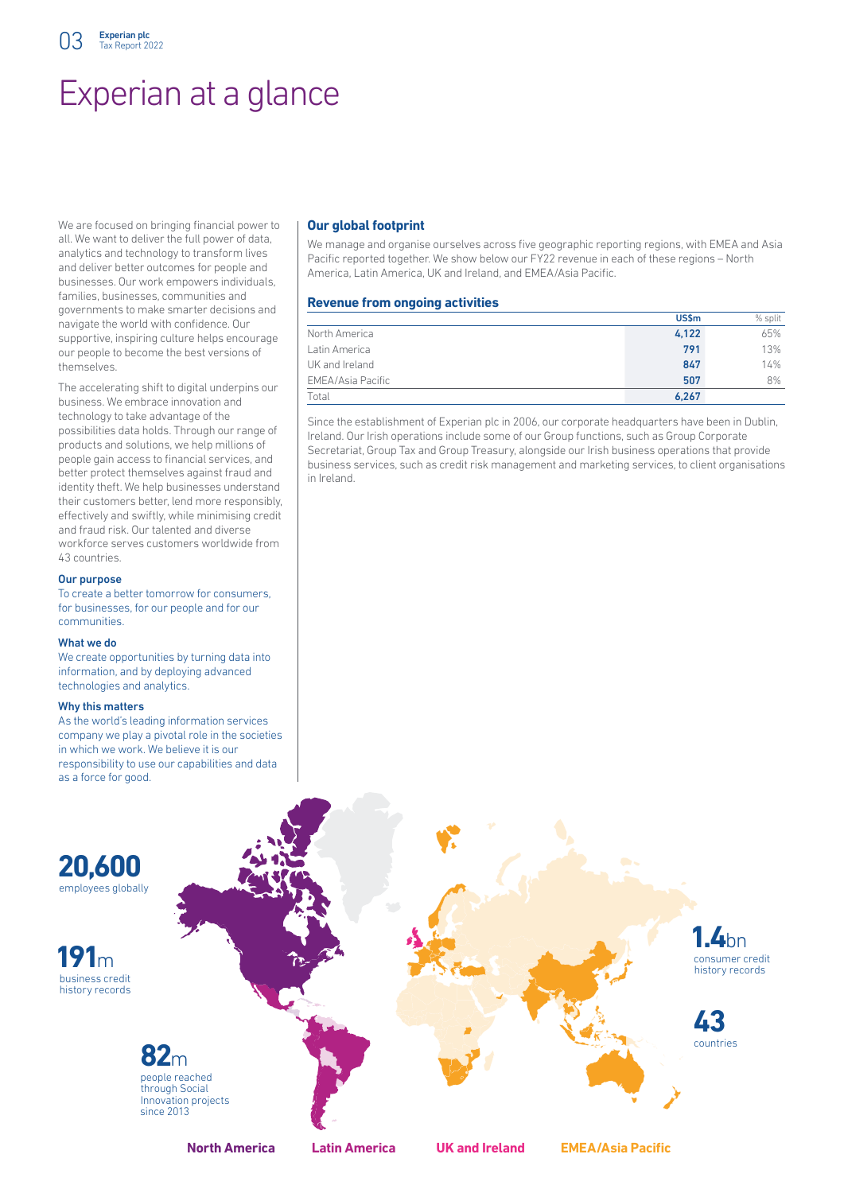# Experian at a glance

We are focused on bringing financial power to all. We want to deliver the full power of data, analytics and technology to transform lives and deliver better outcomes for people and businesses. Our work empowers individuals, families, businesses, communities and governments to make smarter decisions and navigate the world with confidence. Our supportive, inspiring culture helps encourage our people to become the best versions of themselves.

The accelerating shift to digital underpins our business. We embrace innovation and technology to take advantage of the possibilities data holds. Through our range of products and solutions, we help millions of people gain access to financial services, and better protect themselves against fraud and identity theft. We help businesses understand their customers better, lend more responsibly, effectively and swiftly, while minimising credit and fraud risk. Our talented and diverse workforce serves customers worldwide from 43 countries.

### Our purpose

To create a better tomorrow for consumers, for businesses, for our people and for our communities.

### What we do

We create opportunities by turning data into information, and by deploying advanced technologies and analytics.

### Why this matters

As the world's leading information services company we play a pivotal role in the societies in which we work. We believe it is our responsibility to use our capabilities and data as a force for good.

## Our global footprint

We manage and organise ourselves across five geographic reporting regions, with EMEA and Asia Pacific reported together. We show below our FY22 revenue in each of these regions – North America, Latin America, UK and Ireland, and EMEA/Asia Pacific.

### Revenue from ongoing activities

| | US$m | % split |
|---|---|---|
| North America | **4,122** | 65% |
| Latin America | **791** | 13% |
| UK and Ireland | **847** | 14% |
| EMEA/Asia Pacific | **507** | 8% |
| Total | **6,267** | |

Since the establishment of Experian plc in 2006, our corporate headquarters have been in Dublin, Ireland. Our Irish operations include some of our Group functions, such as Group Corporate Secretariat, Group Tax and Group Treasury, alongside our Irish business operations that provide business services, such as credit risk management and marketing services, to client organisations in Ireland.

**20,600** employees globally

**191m** business credit history records

**82m** people reached through Social Innovation projects since 2013

**1.4bn** consumer credit history records

**43** countries

**North America** **Latin America** **UK and Ireland** **EMEA/Asia Pacific**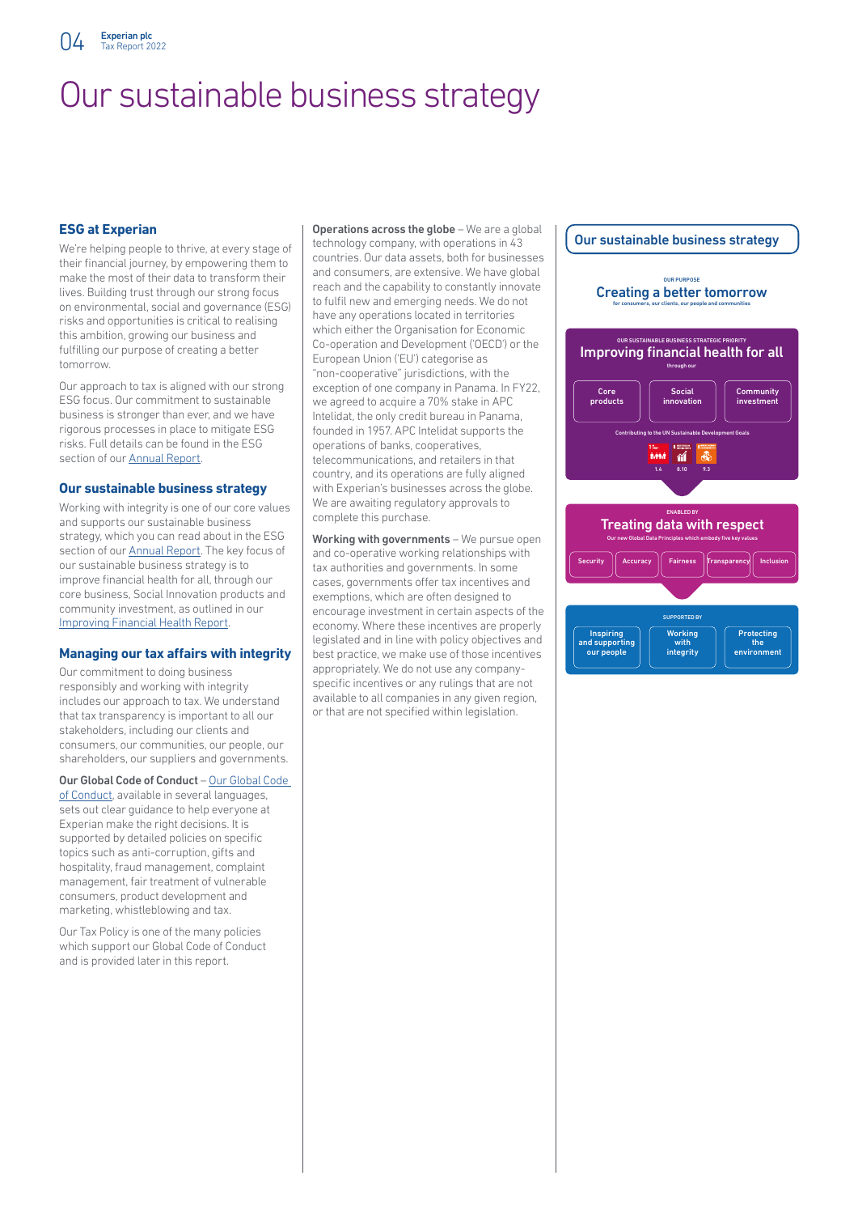# Our sustainable business strategy

## ESG at Experian

We're helping people to thrive, at every stage of their financial journey, by empowering them to make the most of their data to transform their lives. Building trust through our strong focus on environmental, social and governance (ESG) risks and opportunities is critical to realising this ambition, growing our business and fulfilling our purpose of creating a better tomorrow.

Our approach to tax is aligned with our strong ESG focus. Our commitment to sustainable business is stronger than ever, and we have rigorous processes in place to mitigate ESG risks. Full details can be found in the ESG section of our Annual Report.

## Our sustainable business strategy

Working with integrity is one of our core values and supports our sustainable business strategy, which you can read about in the ESG section of our Annual Report. The key focus of our sustainable business strategy is to improve financial health for all, through our core business, Social Innovation products and community investment, as outlined in our Improving Financial Health Report.

## Managing our tax affairs with integrity

Our commitment to doing business responsibly and working with integrity includes our approach to tax. We understand that tax transparency is important to all our stakeholders, including our clients and consumers, our communities, our people, our shareholders, our suppliers and governments.

**Our Global Code of Conduct** – Our Global Code of Conduct, available in several languages, sets out clear guidance to help everyone at Experian make the right decisions. It is supported by detailed policies on specific topics such as anti-corruption, gifts and hospitality, fraud management, complaint management, fair treatment of vulnerable consumers, product development and marketing, whistleblowing and tax.

Our Tax Policy is one of the many policies which support our Global Code of Conduct and is provided later in this report.

**Operations across the globe** – We are a global technology company, with operations in 43 countries. Our data assets, both for businesses and consumers, are extensive. We have global reach and the capability to constantly innovate to fulfil new and emerging needs. We do not have any operations located in territories which either the Organisation for Economic Co-operation and Development ('OECD') or the European Union ('EU') categorise as "non-cooperative" jurisdictions, with the exception of one company in Panama. In FY22, we agreed to acquire a 70% stake in APC Intelidat, the only credit bureau in Panama, founded in 1957. APC Intelidat supports the operations of banks, cooperatives, telecommunications, and retailers in that country, and its operations are fully aligned with Experian's businesses across the globe. We are awaiting regulatory approvals to complete this purchase.

**Working with governments** – We pursue open and co-operative working relationships with tax authorities and governments. In some cases, governments offer tax incentives and exemptions, which are often designed to encourage investment in certain aspects of the economy. Where these incentives are properly legislated and in line with policy objectives and best practice, we make use of those incentives appropriately. We do not use any company-specific incentives or any rulings that are not available to all companies in any given region, or that are not specified within legislation.

### Our sustainable business strategy

OUR PURPOSE
**Creating a better tomorrow**
for consumers, our clients, our people and communities

OUR SUSTAINABLE BUSINESS STRATEGIC PRIORITY
**Improving financial health for all**
through our

- Core products
- Social innovation
- Community investment

Contributing to the UN Sustainable Development Goals
1.4 | 8.10 | 9.3

ENABLED BY
**Treating data with respect**
Our new Global Data Principles which embody five key values

- Security
- Accuracy
- Fairness
- Transparency
- Inclusion

SUPPORTED BY

- Inspiring and supporting our people
- Working with integrity
- Protecting the environment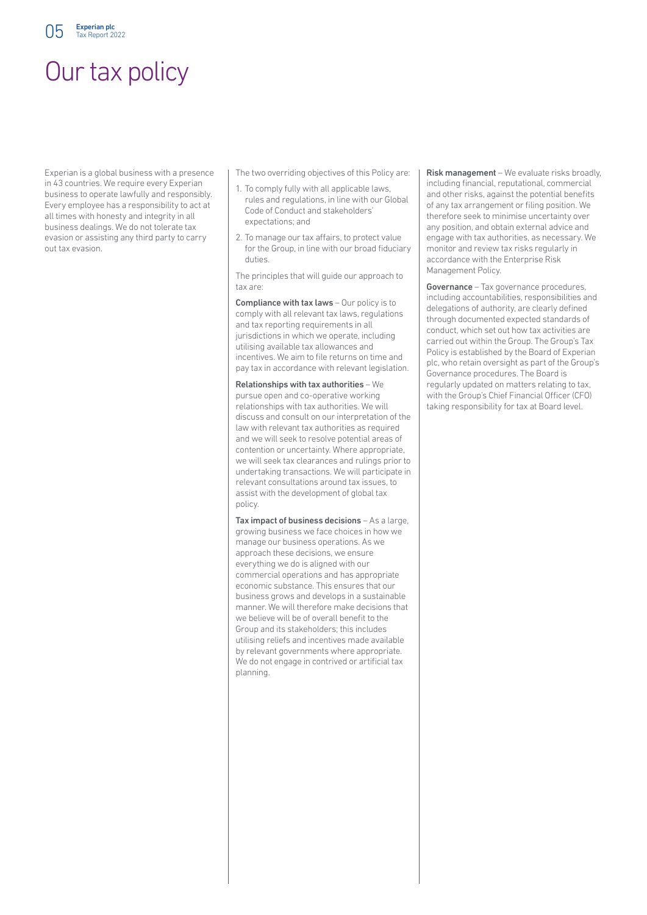# Our tax policy

Experian is a global business with a presence in 43 countries. We require every Experian business to operate lawfully and responsibly. Every employee has a responsibility to act at all times with honesty and integrity in all business dealings. We do not tolerate tax evasion or assisting any third party to carry out tax evasion.

The two overriding objectives of this Policy are:

1. To comply fully with all applicable laws, rules and regulations, in line with our Global Code of Conduct and stakeholders' expectations; and
2. To manage our tax affairs, to protect value for the Group, in line with our broad fiduciary duties.

The principles that will guide our approach to tax are:

**Compliance with tax laws** – Our policy is to comply with all relevant tax laws, regulations and tax reporting requirements in all jurisdictions in which we operate, including utilising available tax allowances and incentives. We aim to file returns on time and pay tax in accordance with relevant legislation.

**Relationships with tax authorities** – We pursue open and co-operative working relationships with tax authorities. We will discuss and consult on our interpretation of the law with relevant tax authorities as required and we will seek to resolve potential areas of contention or uncertainty. Where appropriate, we will seek tax clearances and rulings prior to undertaking transactions. We will participate in relevant consultations around tax issues, to assist with the development of global tax policy.

**Tax impact of business decisions** – As a large, growing business we face choices in how we manage our business operations. As we approach these decisions, we ensure everything we do is aligned with our commercial operations and has appropriate economic substance. This ensures that our business grows and develops in a sustainable manner. We will therefore make decisions that we believe will be of overall benefit to the Group and its stakeholders; this includes utilising reliefs and incentives made available by relevant governments where appropriate. We do not engage in contrived or artificial tax planning.

**Risk management** – We evaluate risks broadly, including financial, reputational, commercial and other risks, against the potential benefits of any tax arrangement or filing position. We therefore seek to minimise uncertainty over any position, and obtain external advice and engage with tax authorities, as necessary. We monitor and review tax risks regularly in accordance with the Enterprise Risk Management Policy.

**Governance** – Tax governance procedures, including accountabilities, responsibilities and delegations of authority, are clearly defined through documented expected standards of conduct, which set out how tax activities are carried out within the Group. The Group's Tax Policy is established by the Board of Experian plc, who retain oversight as part of the Group's Governance procedures. The Board is regularly updated on matters relating to tax, with the Group's Chief Financial Officer (CFO) taking responsibility for tax at Board level.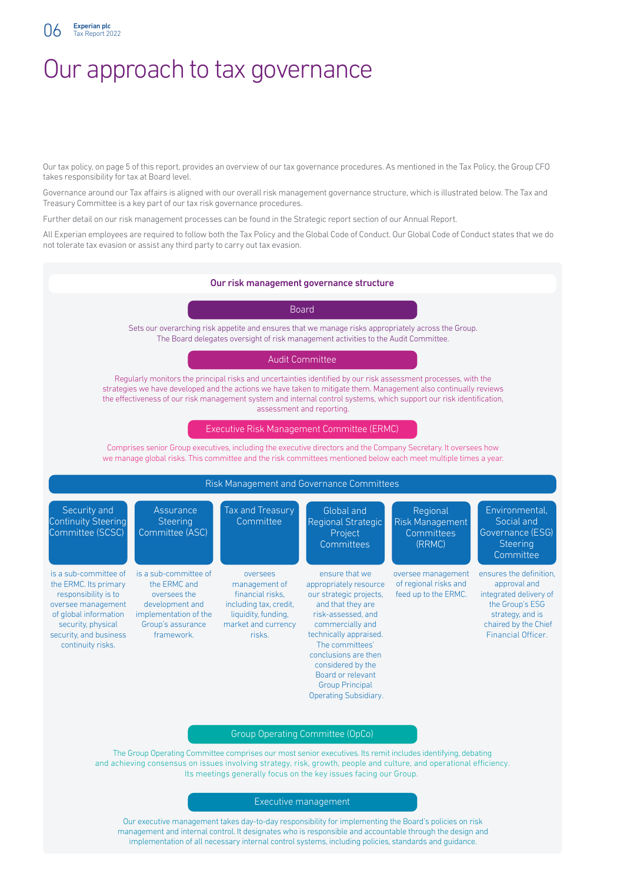# Our approach to tax governance

Our tax policy, on page 5 of this report, provides an overview of our tax governance procedures. As mentioned in the Tax Policy, the Group CFO takes responsibility for tax at Board level.

Governance around our Tax affairs is aligned with our overall risk management governance structure, which is illustrated below. The Tax and Treasury Committee is a key part of our tax risk governance procedures.

Further detail on our risk management processes can be found in the Strategic report section of our Annual Report.

All Experian employees are required to follow both the Tax Policy and the Global Code of Conduct. Our Global Code of Conduct states that we do not tolerate tax evasion or assist any third party to carry out tax evasion.

## Our risk management governance structure

### Board

Sets our overarching risk appetite and ensures that we manage risks appropriately across the Group. The Board delegates oversight of risk management activities to the Audit Committee.

### Audit Committee

Regularly monitors the principal risks and uncertainties identified by our risk assessment processes, with the strategies we have developed and the actions we have taken to mitigate them. Management also continually reviews the effectiveness of our risk management system and internal control systems, which support our risk identification, assessment and reporting.

### Executive Risk Management Committee (ERMC)

Comprises senior Group executives, including the executive directors and the Company Secretary. It oversees how we manage global risks. This committee and the risk committees mentioned below each meet multiple times a year.

### Risk Management and Governance Committees

**Security and Continuity Steering Committee (SCSC)** is a sub-committee of the ERMC. Its primary responsibility is to oversee management of global information security, physical security, and business continuity risks.

**Assurance Steering Committee (ASC)** is a sub-committee of the ERMC and oversees the development and implementation of the Group's assurance framework.

**Tax and Treasury Committee** oversees management of financial risks, including tax, credit, liquidity, funding, market and currency risks.

**Global and Regional Strategic Project Committees** ensure that we appropriately resource our strategic projects, and that they are risk-assessed, and commercially and technically appraised. The committees' conclusions are then considered by the Board or relevant Group Principal Operating Subsidiary.

**Regional Risk Management Committees (RRMC)** oversee management of regional risks and feed up to the ERMC.

**Environmental, Social and Governance (ESG) Steering Committee** ensures the definition, approval and integrated delivery of the Group's ESG strategy, and is chaired by the Chief Financial Officer.

### Group Operating Committee (OpCo)

The Group Operating Committee comprises our most senior executives. Its remit includes identifying, debating and achieving consensus on issues involving strategy, risk, growth, people and culture, and operational efficiency. Its meetings generally focus on the key issues facing our Group.

### Executive management

Our executive management takes day-to-day responsibility for implementing the Board's policies on risk management and internal control. It designates who is responsible and accountable through the design and implementation of all necessary internal control systems, including policies, standards and guidance.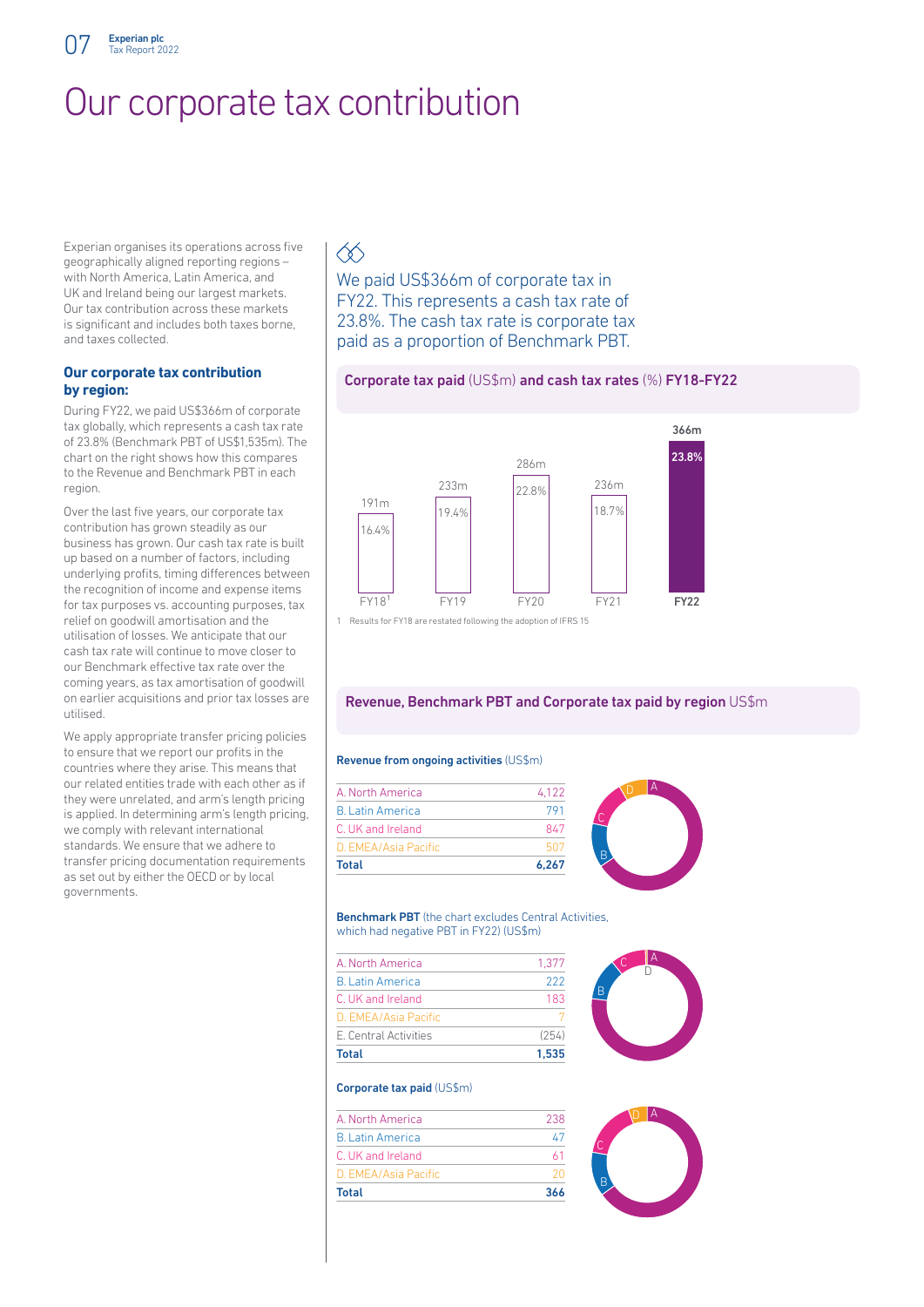# Our corporate tax contribution

Experian organises its operations across five geographically aligned reporting regions – with North America, Latin America, and UK and Ireland being our largest markets. Our tax contribution across these markets is significant and includes both taxes borne, and taxes collected.

### Our corporate tax contribution by region:

During FY22, we paid US$366m of corporate tax globally, which represents a cash tax rate of 23.8% (Benchmark PBT of US$1,535m). The chart on the right shows how this compares to the Revenue and Benchmark PBT in each region.

Over the last five years, our corporate tax contribution has grown steadily as our business has grown. Our cash tax rate is built up based on a number of factors, including underlying profits, timing differences between the recognition of income and expense items for tax purposes vs. accounting purposes, tax relief on goodwill amortisation and the utilisation of losses. We anticipate that our cash tax rate will continue to move closer to our Benchmark effective tax rate over the coming years, as tax amortisation of goodwill on earlier acquisitions and prior tax losses are utilised.

We apply appropriate transfer pricing policies to ensure that we report our profits in the countries where they arise. This means that our related entities trade with each other as if they were unrelated, and arm's length pricing is applied. In determining arm's length pricing, we comply with relevant international standards. We ensure that we adhere to transfer pricing documentation requirements as set out by either the OECD or by local governments.

We paid US$366m of corporate tax in FY22. This represents a cash tax rate of 23.8%. The cash tax rate is corporate tax paid as a proportion of Benchmark PBT.

### Corporate tax paid (US$m) and cash tax rates (%) FY18-FY22

| | FY18[1] | FY19 | FY20 | FY21 | FY22 |
|---|---|---|---|---|---|
| Corporate tax paid | 191m | 233m | 286m | 236m | 366m |
| Cash tax rate | 16.4% | 19.4% | 22.8% | 18.7% | 23.8% |

1 Results for FY18 are restated following the adoption of IFRS 15

### Revenue, Benchmark PBT and Corporate tax paid by region US$m

**Revenue from ongoing activities** (US$m)

| | |
|---|---|
| A. North America | 4,122 |
| B. Latin America | 791 |
| C. UK and Ireland | 847 |
| D. EMEA/Asia Pacific | 507 |
| **Total** | **6,267** |

**Benchmark PBT** (the chart excludes Central Activities, which had negative PBT in FY22) (US$m)

| | |
|---|---|
| A. North America | 1,377 |
| B. Latin America | 222 |
| C. UK and Ireland | 183 |
| D. EMEA/Asia Pacific | 7 |
| E. Central Activities | (254) |
| **Total** | **1,535** |

**Corporate tax paid** (US$m)

| | |
|---|---|
| A. North America | 238 |
| B. Latin America | 47 |
| C. UK and Ireland | 61 |
| D. EMEA/Asia Pacific | 20 |
| **Total** | **366** |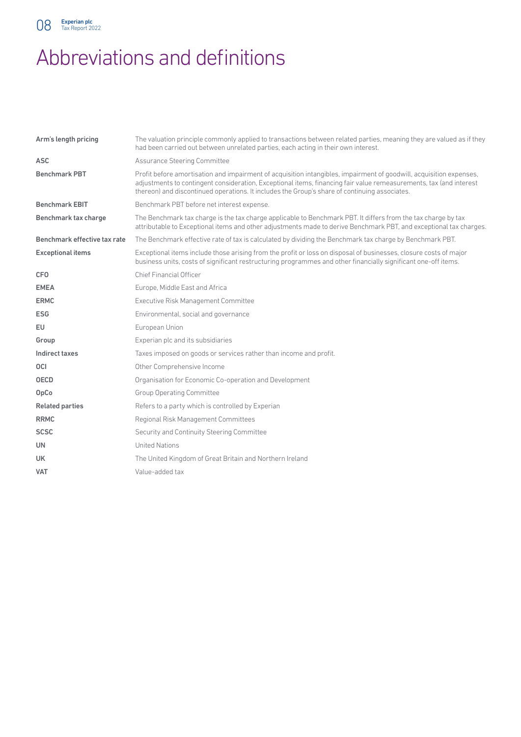# Abbreviations and definitions

| | |
|---|---|
| **Arm's length pricing** | The valuation principle commonly applied to transactions between related parties, meaning they are valued as if they had been carried out between unrelated parties, each acting in their own interest. |
| **ASC** | Assurance Steering Committee |
| **Benchmark PBT** | Profit before amortisation and impairment of acquisition intangibles, impairment of goodwill, acquisition expenses, adjustments to contingent consideration, Exceptional items, financing fair value remeasurements, tax (and interest thereon) and discontinued operations. It includes the Group's share of continuing associates. |
| **Benchmark EBIT** | Benchmark PBT before net interest expense. |
| **Benchmark tax charge** | The Benchmark tax charge is the tax charge applicable to Benchmark PBT. It differs from the tax charge by tax attributable to Exceptional items and other adjustments made to derive Benchmark PBT, and exceptional tax charges. |
| **Benchmark effective tax rate** | The Benchmark effective rate of tax is calculated by dividing the Benchmark tax charge by Benchmark PBT. |
| **Exceptional items** | Exceptional items include those arising from the profit or loss on disposal of businesses, closure costs of major business units, costs of significant restructuring programmes and other financially significant one-off items. |
| **CFO** | Chief Financial Officer |
| **EMEA** | Europe, Middle East and Africa |
| **ERMC** | Executive Risk Management Committee |
| **ESG** | Environmental, social and governance |
| **EU** | European Union |
| **Group** | Experian plc and its subsidiaries |
| **Indirect taxes** | Taxes imposed on goods or services rather than income and profit. |
| **OCI** | Other Comprehensive Income |
| **OECD** | Organisation for Economic Co-operation and Development |
| **OpCo** | Group Operating Committee |
| **Related parties** | Refers to a party which is controlled by Experian |
| **RRMC** | Regional Risk Management Committees |
| **SCSC** | Security and Continuity Steering Committee |
| **UN** | United Nations |
| **UK** | The United Kingdom of Great Britain and Northern Ireland |
| **VAT** | Value-added tax |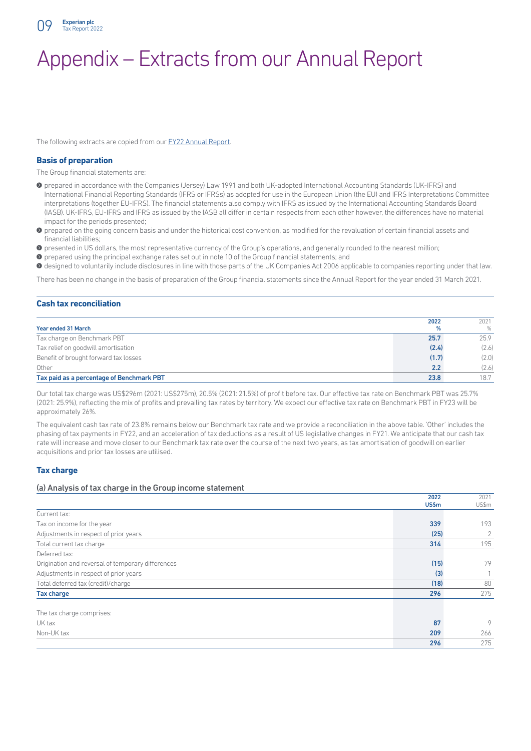# Appendix – Extracts from our Annual Report

The following extracts are copied from our FY22 Annual Report.

### Basis of preparation

The Group financial statements are:

- prepared in accordance with the Companies (Jersey) Law 1991 and both UK-adopted International Accounting Standards (UK-IFRS) and International Financial Reporting Standards (IFRS or IFRSs) as adopted for use in the European Union (the EU) and IFRS Interpretations Committee interpretations (together EU-IFRS). The financial statements also comply with IFRS as issued by the International Accounting Standards Board (IASB). UK-IFRS, EU-IFRS and IFRS as issued by the IASB all differ in certain respects from each other however, the differences have no material impact for the periods presented;
- prepared on the going concern basis and under the historical cost convention, as modified for the revaluation of certain financial assets and financial liabilities;
- presented in US dollars, the most representative currency of the Group's operations, and generally rounded to the nearest million;
- prepared using the principal exchange rates set out in note 10 of the Group financial statements; and
- designed to voluntarily include disclosures in line with those parts of the UK Companies Act 2006 applicable to companies reporting under that law.

There has been no change in the basis of preparation of the Group financial statements since the Annual Report for the year ended 31 March 2021.

### Cash tax reconciliation

| Year ended 31 March | 2022 % | 2021 % |
|---|---|---|
| Tax charge on Benchmark PBT | **25.7** | 25.9 |
| Tax relief on goodwill amortisation | **(2.4)** | (2.6) |
| Benefit of brought forward tax losses | **(1.7)** | (2.0) |
| Other | **2.2** | (2.6) |
| **Tax paid as a percentage of Benchmark PBT** | **23.8** | 18.7 |

Our total tax charge was US$296m (2021: US$275m), 20.5% (2021: 21.5%) of profit before tax. Our effective tax rate on Benchmark PBT was 25.7% (2021: 25.9%), reflecting the mix of profits and prevailing tax rates by territory. We expect our effective tax rate on Benchmark PBT in FY23 will be approximately 26%.

The equivalent cash tax rate of 23.8% remains below our Benchmark tax rate and we provide a reconciliation in the above table. 'Other' includes the phasing of tax payments in FY22, and an acceleration of tax deductions as a result of US legislative changes in FY21. We anticipate that our cash tax rate will increase and move closer to our Benchmark tax rate over the course of the next two years, as tax amortisation of goodwill on earlier acquisitions and prior tax losses are utilised.

### Tax charge

#### (a) Analysis of tax charge in the Group income statement

| | 2022 US$m | 2021 US$m |
|---|---|---|
| Current tax: | | |
| Tax on income for the year | **339** | 193 |
| Adjustments in respect of prior years | **(25)** | 2 |
| Total current tax charge | **314** | 195 |
| Deferred tax: | | |
| Origination and reversal of temporary differences | **(15)** | 79 |
| Adjustments in respect of prior years | **(3)** | 1 |
| Total deferred tax (credit)/charge | **(18)** | 80 |
| **Tax charge** | **296** | 275 |
| | | |
| The tax charge comprises: | | |
| UK tax | **87** | 9 |
| Non-UK tax | **209** | 266 |
| | **296** | 275 |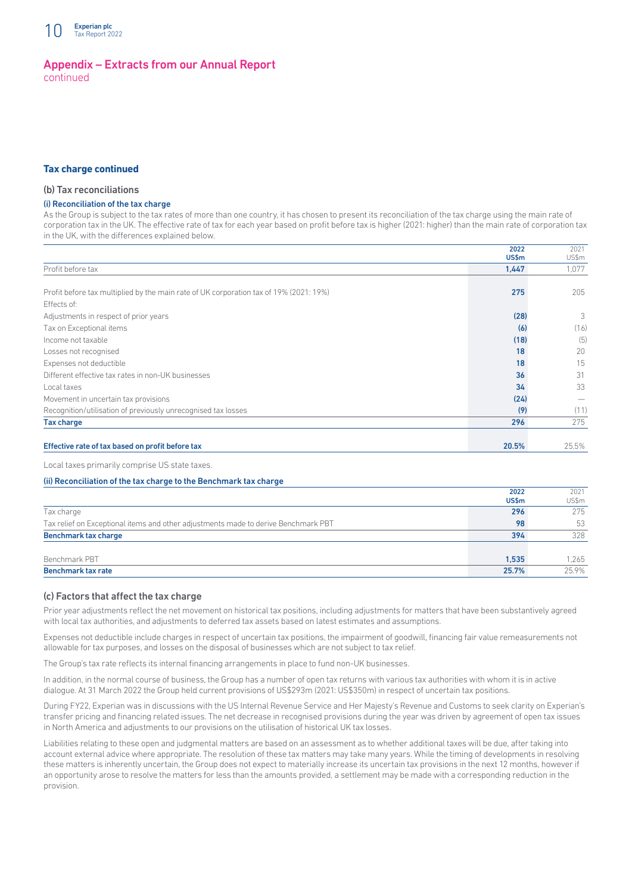## Appendix – Extracts from our Annual Report
continued

### Tax charge continued

#### (b) Tax reconciliations

##### (i) Reconciliation of the tax charge

As the Group is subject to the tax rates of more than one country, it has chosen to present its reconciliation of the tax charge using the main rate of corporation tax in the UK. The effective rate of tax for each year based on profit before tax is higher (2021: higher) than the main rate of corporation tax in the UK, with the differences explained below.

| | 2022 US$m | 2021 US$m |
|---|---|---|
| Profit before tax | **1,447** | 1,077 |
| Profit before tax multiplied by the main rate of UK corporation tax of 19% (2021: 19%) | **275** | 205 |
| Effects of: | | |
| Adjustments in respect of prior years | **(28)** | 3 |
| Tax on Exceptional items | **(6)** | (16) |
| Income not taxable | **(18)** | (5) |
| Losses not recognised | **18** | 20 |
| Expenses not deductible | **18** | 15 |
| Different effective tax rates in non-UK businesses | **36** | 31 |
| Local taxes | **34** | 33 |
| Movement in uncertain tax provisions | **(24)** | — |
| Recognition/utilisation of previously unrecognised tax losses | **(9)** | (11) |
| **Tax charge** | **296** | 275 |
| **Effective rate of tax based on profit before tax** | **20.5%** | 25.5% |

Local taxes primarily comprise US state taxes.

##### (ii) Reconciliation of the tax charge to the Benchmark tax charge

| | 2022 US$m | 2021 US$m |
|---|---|---|
| Tax charge | **296** | 275 |
| Tax relief on Exceptional items and other adjustments made to derive Benchmark PBT | **98** | 53 |
| **Benchmark tax charge** | **394** | 328 |
| Benchmark PBT | **1,535** | 1,265 |
| **Benchmark tax rate** | **25.7%** | 25.9% |

#### (c) Factors that affect the tax charge

Prior year adjustments reflect the net movement on historical tax positions, including adjustments for matters that have been substantively agreed with local tax authorities, and adjustments to deferred tax assets based on latest estimates and assumptions.

Expenses not deductible include charges in respect of uncertain tax positions, the impairment of goodwill, financing fair value remeasurements not allowable for tax purposes, and losses on the disposal of businesses which are not subject to tax relief.

The Group's tax rate reflects its internal financing arrangements in place to fund non-UK businesses.

In addition, in the normal course of business, the Group has a number of open tax returns with various tax authorities with whom it is in active dialogue. At 31 March 2022 the Group held current provisions of US$293m (2021: US$350m) in respect of uncertain tax positions.

During FY22, Experian was in discussions with the US Internal Revenue Service and Her Majesty's Revenue and Customs to seek clarity on Experian's transfer pricing and financing related issues. The net decrease in recognised provisions during the year was driven by agreement of open tax issues in North America and adjustments to our provisions on the utilisation of historical UK tax losses.

Liabilities relating to these open and judgmental matters are based on an assessment as to whether additional taxes will be due, after taking into account external advice where appropriate. The resolution of these tax matters may take many years. While the timing of developments in resolving these matters is inherently uncertain, the Group does not expect to materially increase its uncertain tax provisions in the next 12 months, however if an opportunity arose to resolve the matters for less than the amounts provided, a settlement may be made with a corresponding reduction in the provision.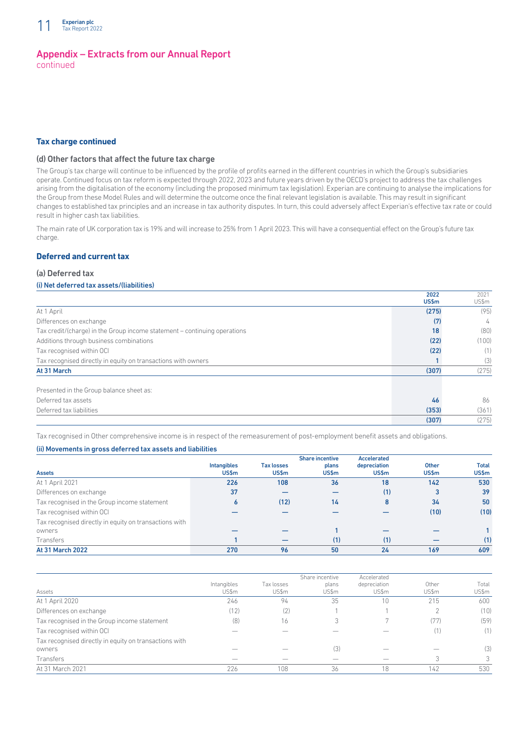# Appendix – Extracts from our Annual Report

continued

### Tax charge continued

#### (d) Other factors that affect the future tax charge

The Group's tax charge will continue to be influenced by the profile of profits earned in the different countries in which the Group's subsidiaries operate. Continued focus on tax reform is expected through 2022, 2023 and future years driven by the OECD's project to address the tax challenges arising from the digitalisation of the economy (including the proposed minimum tax legislation). Experian are continuing to analyse the implications for the Group from these Model Rules and will determine the outcome once the final relevant legislation is available. This may result in significant changes to established tax principles and an increase in tax authority disputes. In turn, this could adversely affect Experian's effective tax rate or could result in higher cash tax liabilities.

The main rate of UK corporation tax is 19% and will increase to 25% from 1 April 2023. This will have a consequential effect on the Group's future tax charge.

### Deferred and current tax

#### (a) Deferred tax

**(i) Net deferred tax assets/(liabilities)**

| | 2022 US$m | 2021 US$m |
|---|---|---|
| At 1 April | (275) | (95) |
| Differences on exchange | (7) | 4 |
| Tax credit/(charge) in the Group income statement – continuing operations | 18 | (80) |
| Additions through business combinations | (22) | (100) |
| Tax recognised within OCI | (22) | (1) |
| Tax recognised directly in equity on transactions with owners | 1 | (3) |
| **At 31 March** | **(307)** | **(275)** |
| | | |
| Presented in the Group balance sheet as: | | |
| Deferred tax assets | 46 | 86 |
| Deferred tax liabilities | (353) | (361) |
| | (307) | (275) |

Tax recognised in Other comprehensive income is in respect of the remeasurement of post-employment benefit assets and obligations.

**(ii) Movements in gross deferred tax assets and liabilities**

| Assets | Intangibles US$m | Tax losses US$m | Share incentive plans US$m | Accelerated depreciation US$m | Other US$m | Total US$m |
|---|---|---|---|---|---|---|
| At 1 April 2021 | 226 | 108 | 36 | 18 | 142 | 530 |
| Differences on exchange | 37 | — | — | (1) | 3 | 39 |
| Tax recognised in the Group income statement | 6 | (12) | 14 | 8 | 34 | 50 |
| Tax recognised within OCI | — | — | — | — | (10) | (10) |
| Tax recognised directly in equity on transactions with owners | — | — | 1 | — | — | 1 |
| Transfers | 1 | — | (1) | (1) | — | (1) |
| **At 31 March 2022** | **270** | **96** | **50** | **24** | **169** | **609** |

| Assets | Intangibles US$m | Tax losses US$m | Share incentive plans US$m | Accelerated depreciation US$m | Other US$m | Total US$m |
|---|---|---|---|---|---|---|
| At 1 April 2020 | 246 | 94 | 35 | 10 | 215 | 600 |
| Differences on exchange | (12) | (2) | 1 | 1 | 2 | (10) |
| Tax recognised in the Group income statement | (8) | 16 | 3 | 7 | (77) | (59) |
| Tax recognised within OCI | — | — | — | — | (1) | (1) |
| Tax recognised directly in equity on transactions with owners | — | — | (3) | — | — | (3) |
| Transfers | — | — | — | — | 3 | 3 |
| At 31 March 2021 | 226 | 108 | 36 | 18 | 142 | 530 |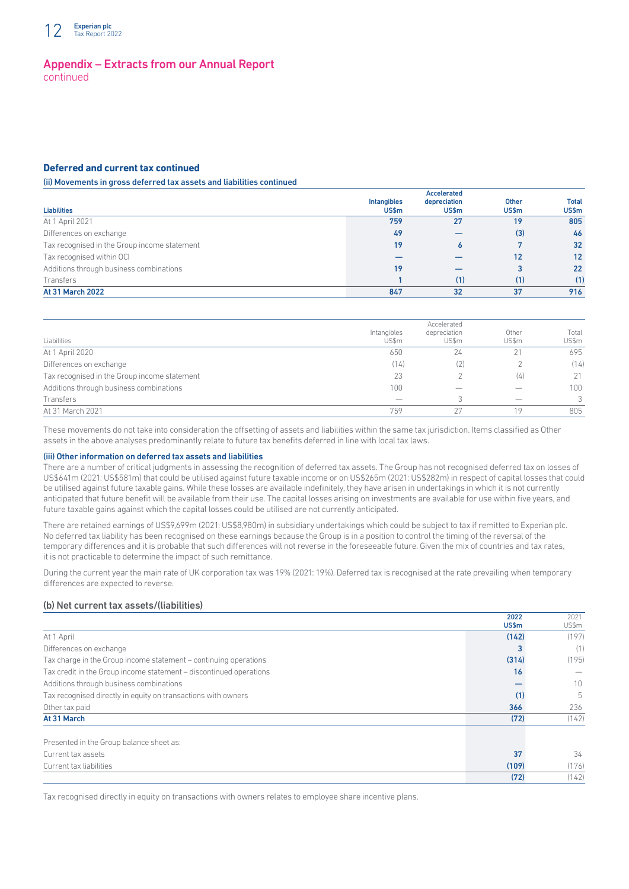## Appendix – Extracts from our Annual Report
continued

### Deferred and current tax continued

#### (ii) Movements in gross deferred tax assets and liabilities continued

| Liabilities | Intangibles US$m | Accelerated depreciation US$m | Other US$m | Total US$m |
|---|---|---|---|---|
| At 1 April 2021 | 759 | 27 | 19 | 805 |
| Differences on exchange | 49 | — | (3) | 46 |
| Tax recognised in the Group income statement | 19 | 6 | 7 | 32 |
| Tax recognised within OCI | — | — | 12 | 12 |
| Additions through business combinations | 19 | — | 3 | 22 |
| Transfers | 1 | (1) | (1) | (1) |
| **At 31 March 2022** | **847** | **32** | **37** | **916** |

| Liabilities | Intangibles US$m | Accelerated depreciation US$m | Other US$m | Total US$m |
|---|---|---|---|---|
| At 1 April 2020 | 650 | 24 | 21 | 695 |
| Differences on exchange | (14) | (2) | 2 | (14) |
| Tax recognised in the Group income statement | 23 | 2 | (4) | 21 |
| Additions through business combinations | 100 | — | — | 100 |
| Transfers | — | 3 | — | 3 |
| At 31 March 2021 | 759 | 27 | 19 | 805 |

These movements do not take into consideration the offsetting of assets and liabilities within the same tax jurisdiction. Items classified as Other assets in the above analyses predominantly relate to future tax benefits deferred in line with local tax laws.

#### (iii) Other information on deferred tax assets and liabilities

There are a number of critical judgments in assessing the recognition of deferred tax assets. The Group has not recognised deferred tax on losses of US$641m (2021: US$581m) that could be utilised against future taxable income or on US$265m (2021: US$282m) in respect of capital losses that could be utilised against future taxable gains. While these losses are available indefinitely, they have arisen in undertakings in which it is not currently anticipated that future benefit will be available from their use. The capital losses arising on investments are available for use within five years, and future taxable gains against which the capital losses could be utilised are not currently anticipated.

There are retained earnings of US$9,699m (2021: US$8,980m) in subsidiary undertakings which could be subject to tax if remitted to Experian plc. No deferred tax liability has been recognised on these earnings because the Group is in a position to control the timing of the reversal of the temporary differences and it is probable that such differences will not reverse in the foreseeable future. Given the mix of countries and tax rates, it is not practicable to determine the impact of such remittance.

During the current year the main rate of UK corporation tax was 19% (2021: 19%). Deferred tax is recognised at the rate prevailing when temporary differences are expected to reverse.

### (b) Net current tax assets/(liabilities)

| | 2022 US$m | 2021 US$m |
|---|---|---|
| At 1 April | (142) | (197) |
| Differences on exchange | 3 | (1) |
| Tax charge in the Group income statement – continuing operations | (314) | (195) |
| Tax credit in the Group income statement – discontinued operations | 16 | — |
| Additions through business combinations | — | 10 |
| Tax recognised directly in equity on transactions with owners | (1) | 5 |
| Other tax paid | 366 | 236 |
| **At 31 March** | **(72)** | (142) |
| | | |
| Presented in the Group balance sheet as: | | |
| Current tax assets | 37 | 34 |
| Current tax liabilities | (109) | (176) |
| | (72) | (142) |

Tax recognised directly in equity on transactions with owners relates to employee share incentive plans.